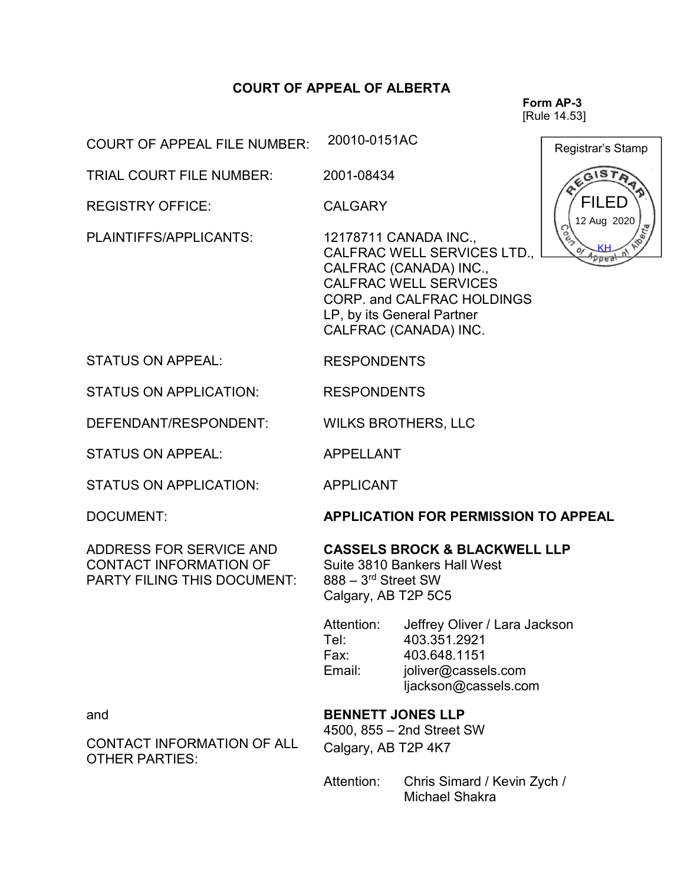## COURT OF APPEAL OF ALBERTA

**Form AP-3**
[Rule 14.53]

Registrar's Stamp: REGISTRAR — FILED — 12 Aug 2020 — KH — Court of Appeal of Alberta

| | |
|---|---|
| COURT OF APPEAL FILE NUMBER: | 20010-0151AC |
| TRIAL COURT FILE NUMBER: | 2001-08434 |
| REGISTRY OFFICE: | CALGARY |
| PLAINTIFFS/APPLICANTS: | 12178711 CANADA INC., CALFRAC WELL SERVICES LTD., CALFRAC (CANADA) INC., CALFRAC WELL SERVICES CORP. and CALFRAC HOLDINGS LP, by its General Partner CALFRAC (CANADA) INC. |
| STATUS ON APPEAL: | RESPONDENTS |
| STATUS ON APPLICATION: | RESPONDENTS |
| DEFENDANT/RESPONDENT: | WILKS BROTHERS, LLC |
| STATUS ON APPEAL: | APPELLANT |
| STATUS ON APPLICATION: | APPLICANT |
| DOCUMENT: | **APPLICATION FOR PERMISSION TO APPEAL** |
| ADDRESS FOR SERVICE AND CONTACT INFORMATION OF PARTY FILING THIS DOCUMENT: | **CASSELS BROCK & BLACKWELL LLP**<br>Suite 3810 Bankers Hall West<br>888 – 3rd Street SW<br>Calgary, AB T2P 5C5<br><br>Attention: Jeffrey Oliver / Lara Jackson<br>Tel: 403.351.2921<br>Fax: 403.648.1151<br>Email: joliver@cassels.com<br>ljackson@cassels.com |
| and<br><br>CONTACT INFORMATION OF ALL OTHER PARTIES: | **BENNETT JONES LLP**<br>4500, 855 – 2nd Street SW<br>Calgary, AB T2P 4K7<br><br>Attention: Chris Simard / Kevin Zych / Michael Shakra |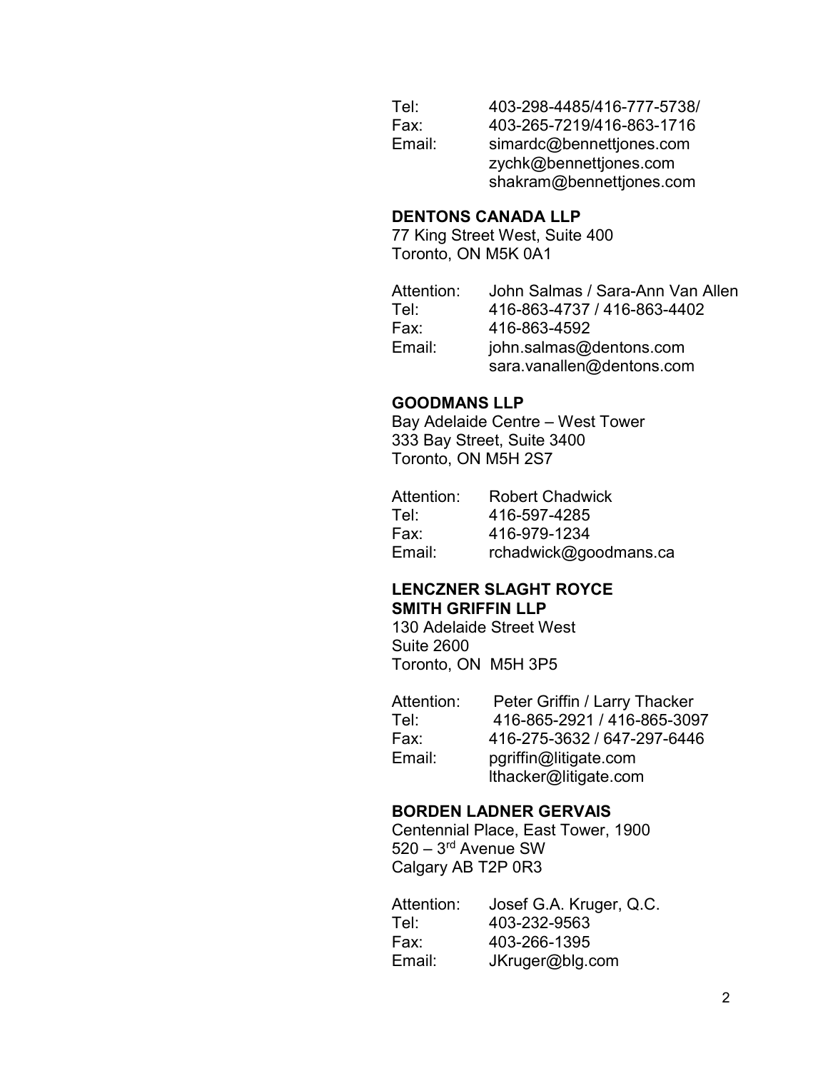Tel: 403-298-4485/416-777-5738/
Fax: 403-265-7219/416-863-1716
Email: simardc@bennettjones.com
zychk@bennettjones.com
shakram@bennettjones.com

**DENTONS CANADA LLP**
77 King Street West, Suite 400
Toronto, ON M5K 0A1

Attention: John Salmas / Sara-Ann Van Allen
Tel: 416-863-4737 / 416-863-4402
Fax: 416-863-4592
Email: john.salmas@dentons.com
sara.vanallen@dentons.com

**GOODMANS LLP**
Bay Adelaide Centre – West Tower
333 Bay Street, Suite 3400
Toronto, ON M5H 2S7

Attention: Robert Chadwick
Tel: 416-597-4285
Fax: 416-979-1234
Email: rchadwick@goodmans.ca

**LENCZNER SLAGHT ROYCE SMITH GRIFFIN LLP**
130 Adelaide Street West
Suite 2600
Toronto, ON M5H 3P5

Attention: Peter Griffin / Larry Thacker
Tel: 416-865-2921 / 416-865-3097
Fax: 416-275-3632 / 647-297-6446
Email: pgriffin@litigate.com
lthacker@litigate.com

**BORDEN LADNER GERVAIS**
Centennial Place, East Tower, 1900
520 – 3rd Avenue SW
Calgary AB T2P 0R3

Attention: Josef G.A. Kruger, Q.C.
Tel: 403-232-9563
Fax: 403-266-1395
Email: JKruger@blg.com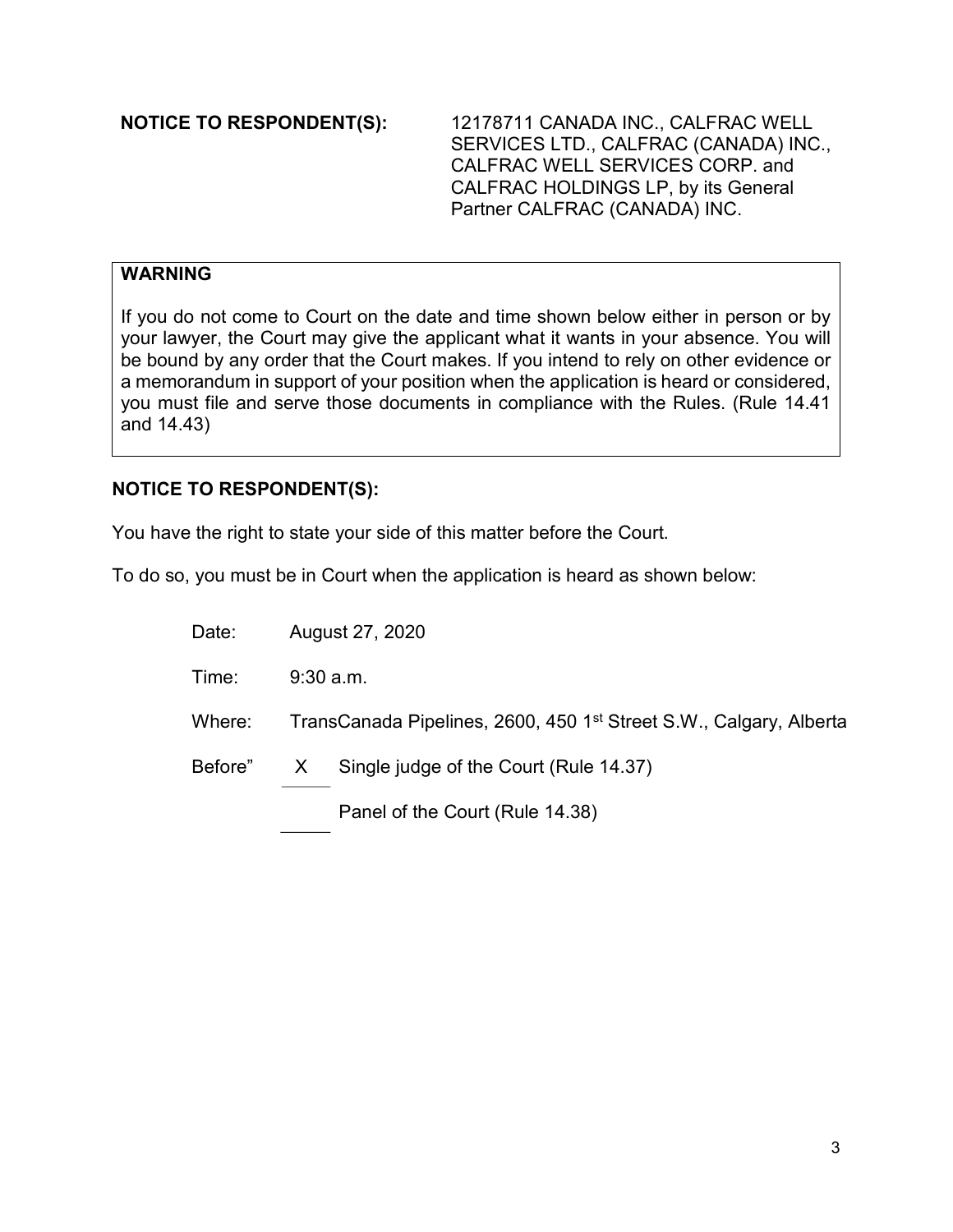**NOTICE TO RESPONDENT(S):** 12178711 CANADA INC., CALFRAC WELL SERVICES LTD., CALFRAC (CANADA) INC., CALFRAC WELL SERVICES CORP. and CALFRAC HOLDINGS LP, by its General Partner CALFRAC (CANADA) INC.

> **WARNING**
>
> If you do not come to Court on the date and time shown below either in person or by your lawyer, the Court may give the applicant what it wants in your absence. You will be bound by any order that the Court makes. If you intend to rely on other evidence or a memorandum in support of your position when the application is heard or considered, you must file and serve those documents in compliance with the Rules. (Rule 14.41 and 14.43)

**NOTICE TO RESPONDENT(S):**

You have the right to state your side of this matter before the Court.

To do so, you must be in Court when the application is heard as shown below:

Date: August 27, 2020

Time: 9:30 a.m.

Where: TransCanada Pipelines, 2600, 450 1st Street S.W., Calgary, Alberta

Before" X Single judge of the Court (Rule 14.37)

\_\_\_\_ Panel of the Court (Rule 14.38)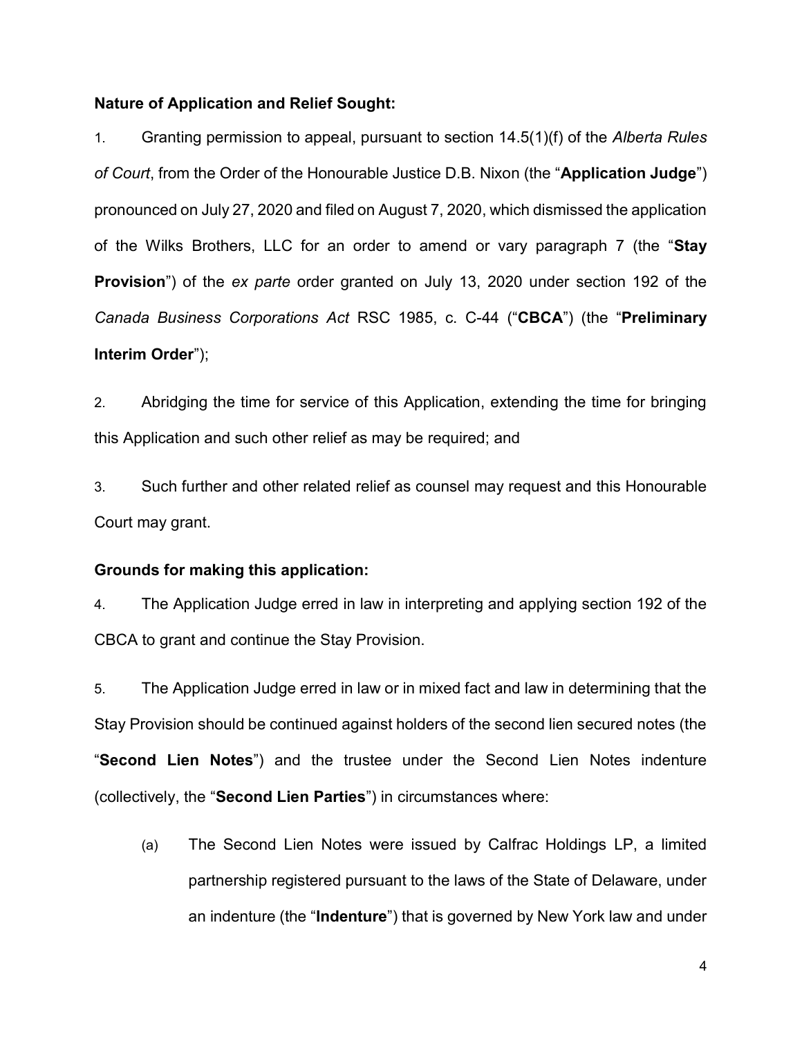**Nature of Application and Relief Sought:**

1. Granting permission to appeal, pursuant to section 14.5(1)(f) of the *Alberta Rules of Court*, from the Order of the Honourable Justice D.B. Nixon (the "**Application Judge**") pronounced on July 27, 2020 and filed on August 7, 2020, which dismissed the application of the Wilks Brothers, LLC for an order to amend or vary paragraph 7 (the "**Stay Provision**") of the *ex parte* order granted on July 13, 2020 under section 192 of the *Canada Business Corporations Act* RSC 1985, c. C-44 ("**CBCA**") (the "**Preliminary Interim Order**");

2. Abridging the time for service of this Application, extending the time for bringing this Application and such other relief as may be required; and

3. Such further and other related relief as counsel may request and this Honourable Court may grant.

**Grounds for making this application:**

4. The Application Judge erred in law in interpreting and applying section 192 of the CBCA to grant and continue the Stay Provision.

5. The Application Judge erred in law or in mixed fact and law in determining that the Stay Provision should be continued against holders of the second lien secured notes (the "**Second Lien Notes**") and the trustee under the Second Lien Notes indenture (collectively, the "**Second Lien Parties**") in circumstances where:

   (a) The Second Lien Notes were issued by Calfrac Holdings LP, a limited partnership registered pursuant to the laws of the State of Delaware, under an indenture (the "**Indenture**") that is governed by New York law and under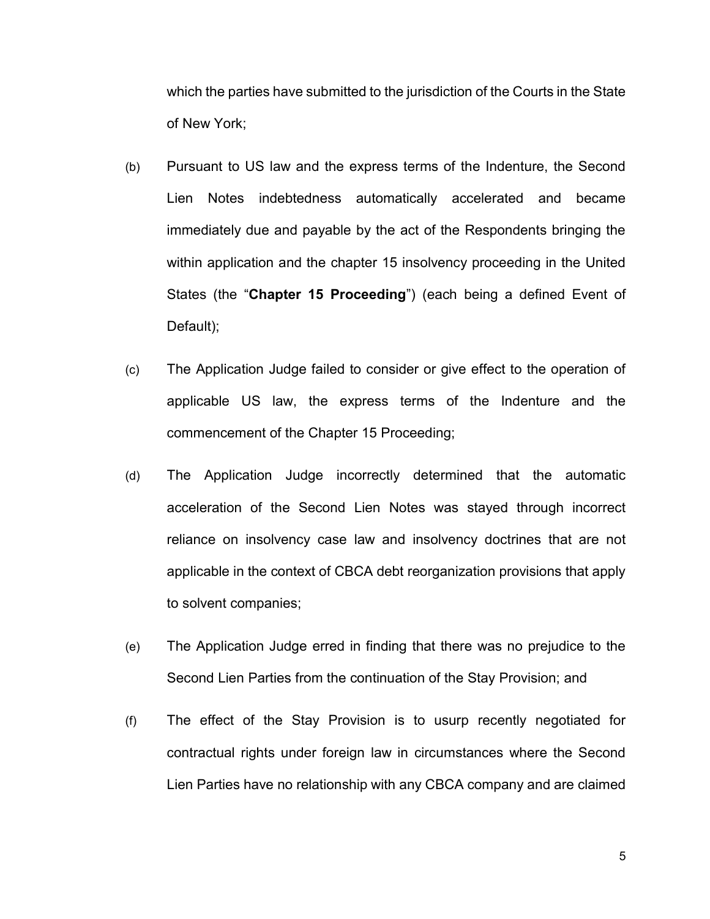which the parties have submitted to the jurisdiction of the Courts in the State of New York;

(b) Pursuant to US law and the express terms of the Indenture, the Second Lien Notes indebtedness automatically accelerated and became immediately due and payable by the act of the Respondents bringing the within application and the chapter 15 insolvency proceeding in the United States (the "**Chapter 15 Proceeding**") (each being a defined Event of Default);

(c) The Application Judge failed to consider or give effect to the operation of applicable US law, the express terms of the Indenture and the commencement of the Chapter 15 Proceeding;

(d) The Application Judge incorrectly determined that the automatic acceleration of the Second Lien Notes was stayed through incorrect reliance on insolvency case law and insolvency doctrines that are not applicable in the context of CBCA debt reorganization provisions that apply to solvent companies;

(e) The Application Judge erred in finding that there was no prejudice to the Second Lien Parties from the continuation of the Stay Provision; and

(f) The effect of the Stay Provision is to usurp recently negotiated for contractual rights under foreign law in circumstances where the Second Lien Parties have no relationship with any CBCA company and are claimed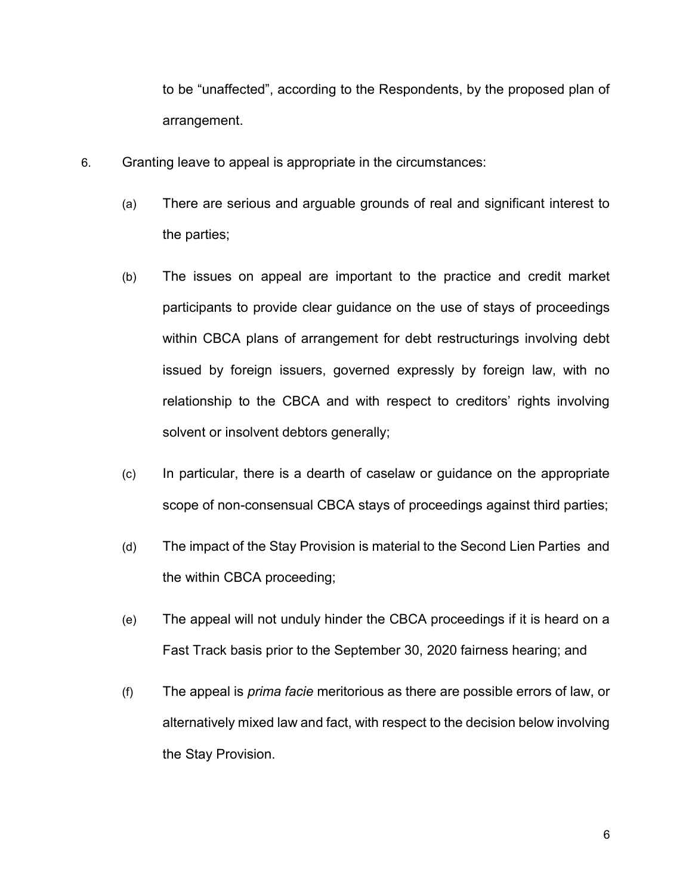to be "unaffected", according to the Respondents, by the proposed plan of arrangement.

6. Granting leave to appeal is appropriate in the circumstances:

   (a) There are serious and arguable grounds of real and significant interest to the parties;

   (b) The issues on appeal are important to the practice and credit market participants to provide clear guidance on the use of stays of proceedings within CBCA plans of arrangement for debt restructurings involving debt issued by foreign issuers, governed expressly by foreign law, with no relationship to the CBCA and with respect to creditors' rights involving solvent or insolvent debtors generally;

   (c) In particular, there is a dearth of caselaw or guidance on the appropriate scope of non-consensual CBCA stays of proceedings against third parties;

   (d) The impact of the Stay Provision is material to the Second Lien Parties and the within CBCA proceeding;

   (e) The appeal will not unduly hinder the CBCA proceedings if it is heard on a Fast Track basis prior to the September 30, 2020 fairness hearing; and

   (f) The appeal is *prima facie* meritorious as there are possible errors of law, or alternatively mixed law and fact, with respect to the decision below involving the Stay Provision.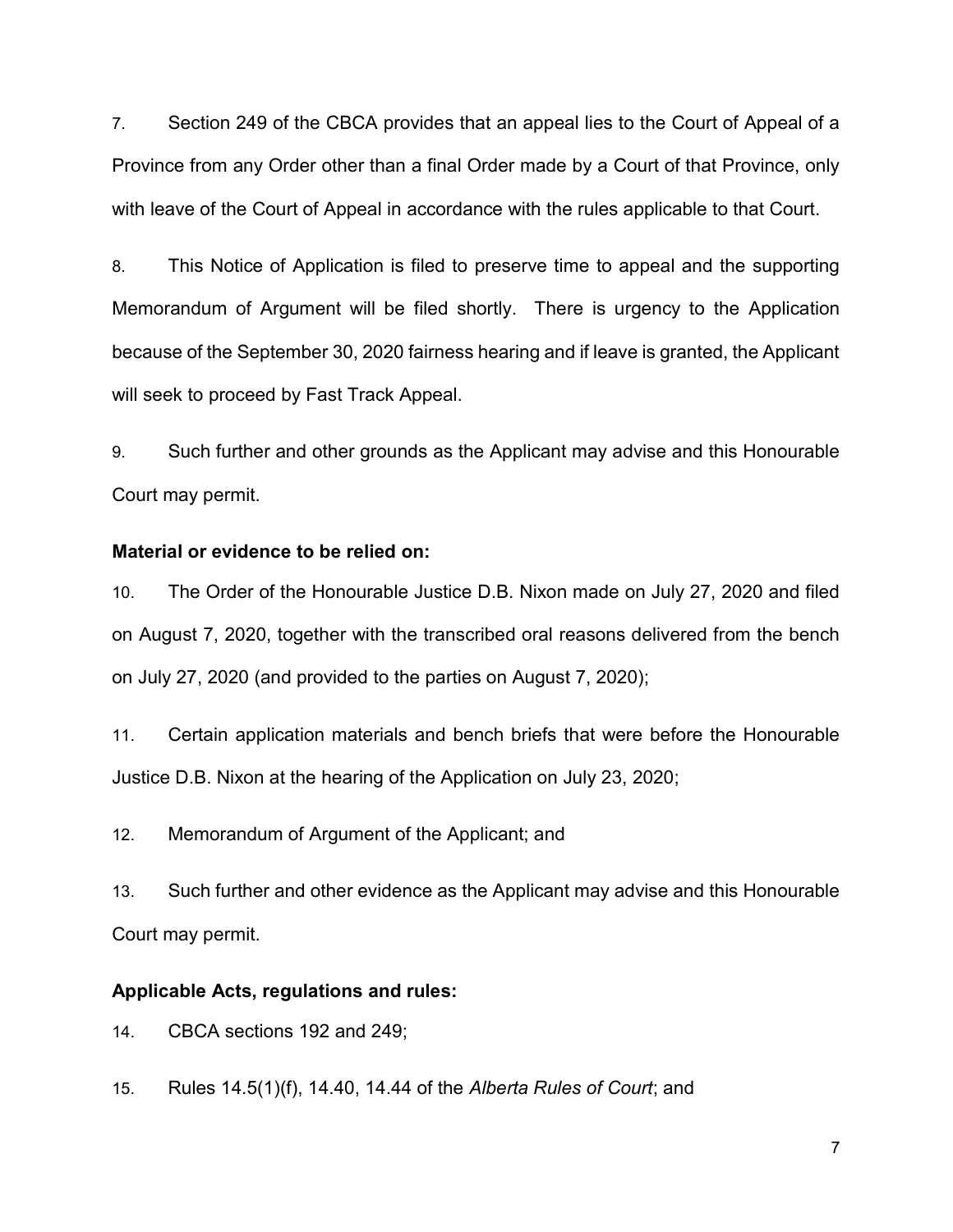7. Section 249 of the CBCA provides that an appeal lies to the Court of Appeal of a Province from any Order other than a final Order made by a Court of that Province, only with leave of the Court of Appeal in accordance with the rules applicable to that Court.

8. This Notice of Application is filed to preserve time to appeal and the supporting Memorandum of Argument will be filed shortly. There is urgency to the Application because of the September 30, 2020 fairness hearing and if leave is granted, the Applicant will seek to proceed by Fast Track Appeal.

9. Such further and other grounds as the Applicant may advise and this Honourable Court may permit.

**Material or evidence to be relied on:**

10. The Order of the Honourable Justice D.B. Nixon made on July 27, 2020 and filed on August 7, 2020, together with the transcribed oral reasons delivered from the bench on July 27, 2020 (and provided to the parties on August 7, 2020);

11. Certain application materials and bench briefs that were before the Honourable Justice D.B. Nixon at the hearing of the Application on July 23, 2020;

12. Memorandum of Argument of the Applicant; and

13. Such further and other evidence as the Applicant may advise and this Honourable Court may permit.

**Applicable Acts, regulations and rules:**

14. CBCA sections 192 and 249;

15. Rules 14.5(1)(f), 14.40, 14.44 of the *Alberta Rules of Court*; and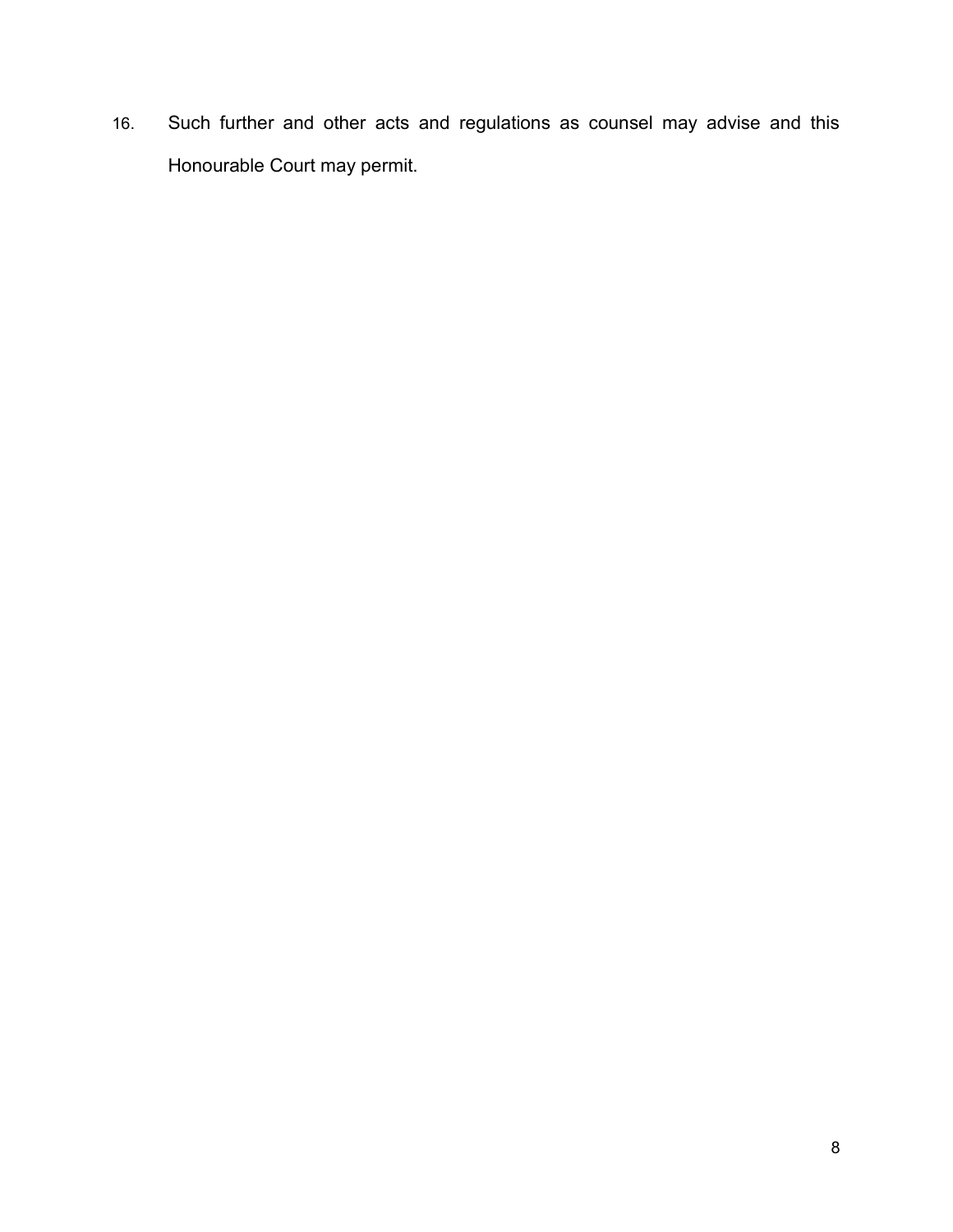16. Such further and other acts and regulations as counsel may advise and this Honourable Court may permit.